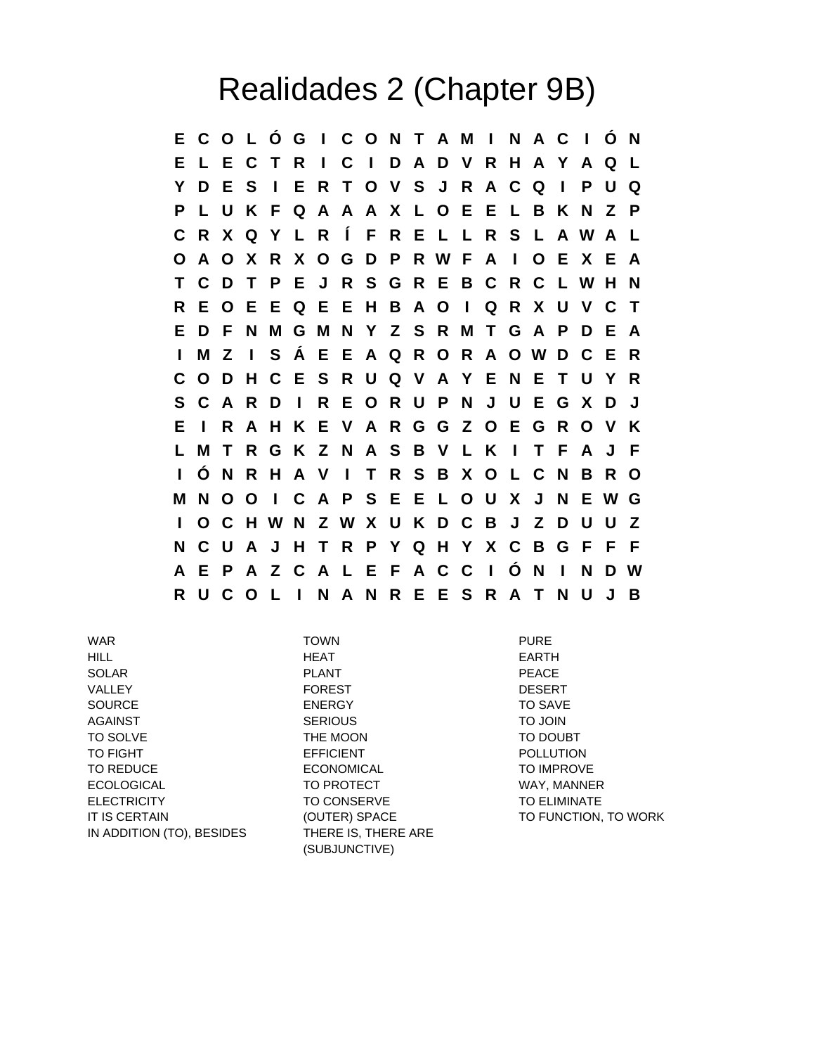# Realidades 2 (Chapter 9B)

```
E C O L Ó G I C O N T A M I N A C I Ó N
E L E C T R I C I D A D V R H A Y A Q L
Y D E S I E R T O V S J R A C Q I P U Q
P L U K F Q A A A X L O E E L B K N Z P
C R X Q Y L R Í F R E L L R S L A W A L
O A O X R X O G D P R W F A I O E X E A
T C D T P E J R S G R E B C R C L W H N
R E O E E Q E E H B A O I Q R X U V C T
E D F N M G M N Y Z S R M T G A P D E A
I M Z I S Á E E A Q R O R A O W D C E R
C O D H C E S R U Q V A Y E N E T U Y R
S C A R D I R E O R U P N J U E G X D J
E I R A H K E V A R G G Z O E G R O V K
L M T R G K Z N A S B V L K I T F A J F
I Ó N R H A V I T R S B X O L C N B R O
M N O O I C A P S E E L O U X J N E W G
I O C H W N Z W X U K D C B J Z D U U Z
N C U A J H T R P Y Q H Y X C B G F F F
A E P A Z C A L E F A C C I Ó N I N D W
R U C O L I N A N R E E S R A T N U J B
```

| | | |
|---|---|---|
| WAR | TOWN | PURE |
| HILL | HEAT | EARTH |
| SOLAR | PLANT | PEACE |
| VALLEY | FOREST | DESERT |
| SOURCE | ENERGY | TO SAVE |
| AGAINST | SERIOUS | TO JOIN |
| TO SOLVE | THE MOON | TO DOUBT |
| TO FIGHT | EFFICIENT | POLLUTION |
| TO REDUCE | ECONOMICAL | TO IMPROVE |
| ECOLOGICAL | TO PROTECT | WAY, MANNER |
| ELECTRICITY | TO CONSERVE | TO ELIMINATE |
| IT IS CERTAIN | (OUTER) SPACE | TO FUNCTION, TO WORK |
| IN ADDITION (TO), BESIDES | THERE IS, THERE ARE (SUBJUNCTIVE) | |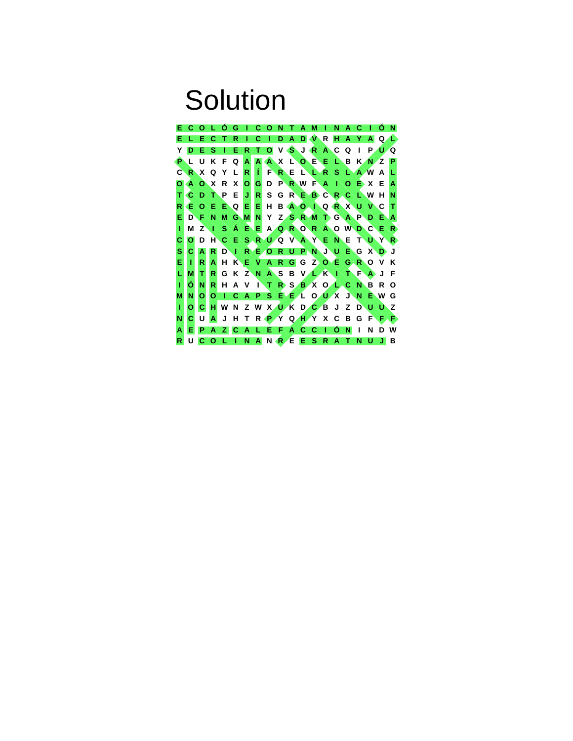# Solution

```
E C O L Ó G I C O N T A M I N A C I Ó N
E L E C T R I C I D A D V R H A Y A Q L
Y D E S I E R T O V S J R A C Q I P U Q
P L U K F Q A A A X L O E E L B K N Z P
C R X Q Y L R Í F R E L L R S L A W A L
O A O X R X O G D P R W F A I O E X E A
T C D T P E J R S G R E B C R C L W H N
R E O E E Q E E H B A O I Q R X U V C T
E D F N M G M N Y Z S R M T G A P D E A
I M Z I S Á E E A Q R O R A O W D C E R
C O D H C E S R U Q V A Y E N E T U Y R
S C A R D I R E O R U P N J U E G X D J
E I R A H K E V A R G G Z O E G R O V K
L M T R G K Z N A S B V L K I T F A J F
I Ó N R H A V I T R S B X O L C N B R O
M N O O I C A P S E E L O U X J N E W G
I O C H W N Z W X U K D C B J Z D U U Z
N C U A J H T R P Y Q H Y X C B G F F F
A E P A Z C A L E F A C C I Ó N I N D W
R U C O L I N A N R E E S R A T N U J B
```